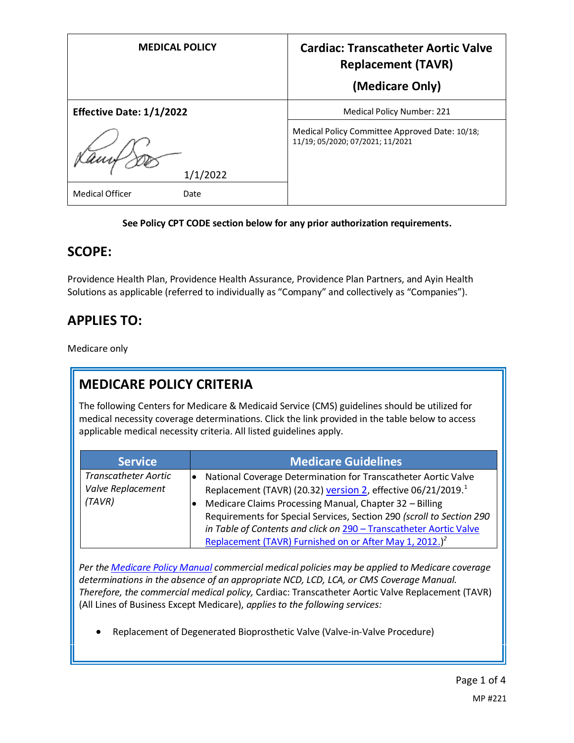| MEDICAL POLICY | Cardiac: Transcatheter Aortic Valve Replacement (TAVR) (Medicare Only) |
|---|---|
| **Effective Date: 1/1/2022** | Medical Policy Number: 221 |
| 1/1/2022 | Medical Policy Committee Approved Date: 10/18; 11/19; 05/2020; 07/2021; 11/2021 |
| Medical Officer Date | |

**See Policy CPT CODE section below for any prior authorization requirements.**

## SCOPE:

Providence Health Plan, Providence Health Assurance, Providence Plan Partners, and Ayin Health Solutions as applicable (referred to individually as "Company" and collectively as "Companies").

## APPLIES TO:

Medicare only

## MEDICARE POLICY CRITERIA

The following Centers for Medicare & Medicaid Service (CMS) guidelines should be utilized for medical necessity coverage determinations. Click the link provided in the table below to access applicable medical necessity criteria. All listed guidelines apply.

| Service | Medicare Guidelines |
|---|---|
| *Transcatheter Aortic Valve Replacement (TAVR)* | • National Coverage Determination for Transcatheter Aortic Valve Replacement (TAVR) (20.32) version 2, effective 06/21/2019.[1]<br>• Medicare Claims Processing Manual, Chapter 32 – Billing Requirements for Special Services, Section 290 *(scroll to Section 290 in Table of Contents and click on* 290 – Transcatheter Aortic Valve Replacement (TAVR) Furnished on or After May 1, 2012.*)*[2] |

*Per the* Medicare Policy Manual *commercial medical policies may be applied to Medicare coverage determinations in the absence of an appropriate NCD, LCD, LCA, or CMS Coverage Manual. Therefore, the commercial medical policy,* Cardiac: Transcatheter Aortic Valve Replacement (TAVR) (All Lines of Business Except Medicare), *applies to the following services:*

- Replacement of Degenerated Bioprosthetic Valve (Valve-in-Valve Procedure)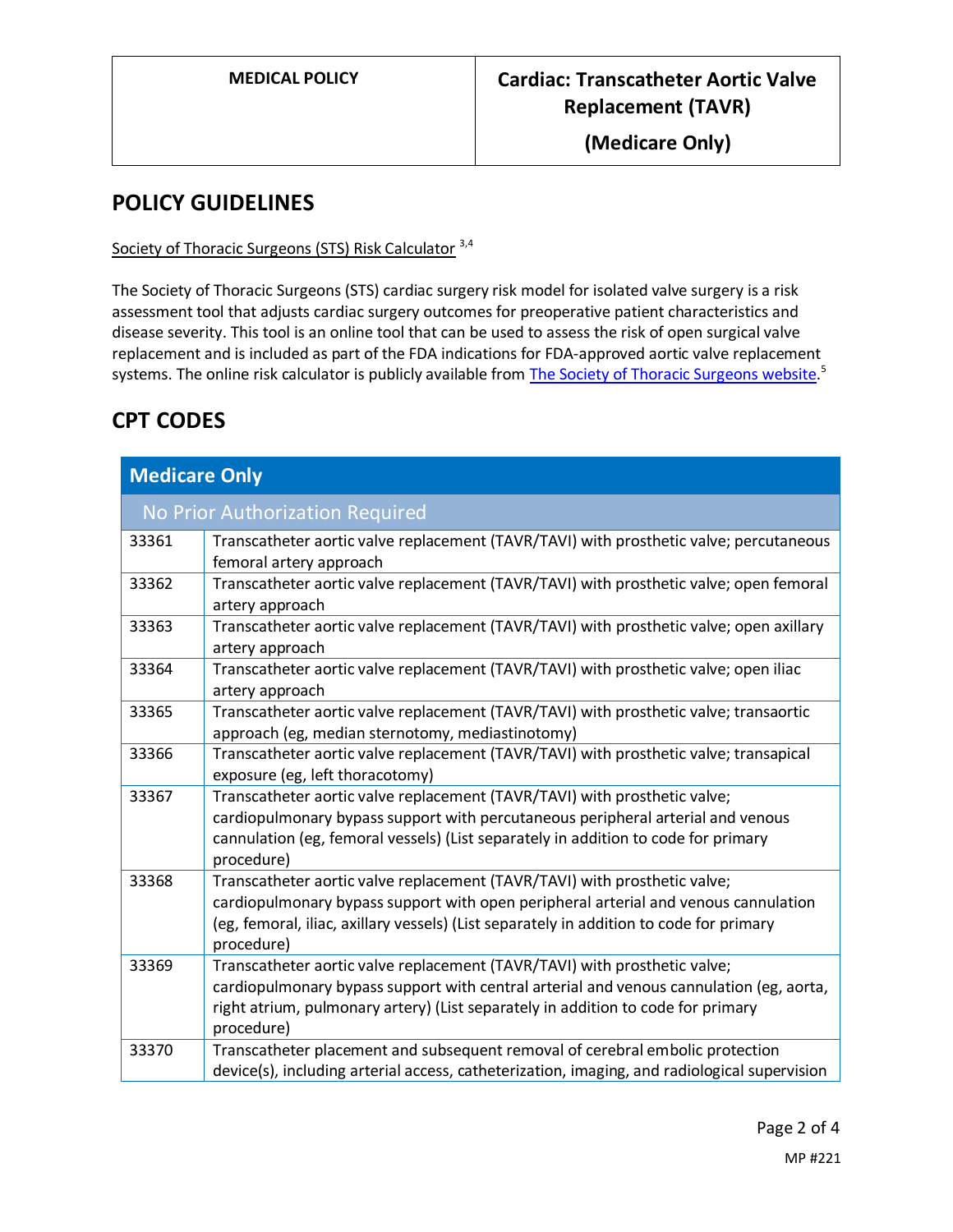## POLICY GUIDELINES

Society of Thoracic Surgeons (STS) Risk Calculator [3,4]

The Society of Thoracic Surgeons (STS) cardiac surgery risk model for isolated valve surgery is a risk assessment tool that adjusts cardiac surgery outcomes for preoperative patient characteristics and disease severity. This tool is an online tool that can be used to assess the risk of open surgical valve replacement and is included as part of the FDA indications for FDA-approved aortic valve replacement systems. The online risk calculator is publicly available from The Society of Thoracic Surgeons website.[5]

## CPT CODES

| Medicare Only | |
|---|---|
| No Prior Authorization Required | |
| 33361 | Transcatheter aortic valve replacement (TAVR/TAVI) with prosthetic valve; percutaneous femoral artery approach |
| 33362 | Transcatheter aortic valve replacement (TAVR/TAVI) with prosthetic valve; open femoral artery approach |
| 33363 | Transcatheter aortic valve replacement (TAVR/TAVI) with prosthetic valve; open axillary artery approach |
| 33364 | Transcatheter aortic valve replacement (TAVR/TAVI) with prosthetic valve; open iliac artery approach |
| 33365 | Transcatheter aortic valve replacement (TAVR/TAVI) with prosthetic valve; transaortic approach (eg, median sternotomy, mediastinotomy) |
| 33366 | Transcatheter aortic valve replacement (TAVR/TAVI) with prosthetic valve; transapical exposure (eg, left thoracotomy) |
| 33367 | Transcatheter aortic valve replacement (TAVR/TAVI) with prosthetic valve; cardiopulmonary bypass support with percutaneous peripheral arterial and venous cannulation (eg, femoral vessels) (List separately in addition to code for primary procedure) |
| 33368 | Transcatheter aortic valve replacement (TAVR/TAVI) with prosthetic valve; cardiopulmonary bypass support with open peripheral arterial and venous cannulation (eg, femoral, iliac, axillary vessels) (List separately in addition to code for primary procedure) |
| 33369 | Transcatheter aortic valve replacement (TAVR/TAVI) with prosthetic valve; cardiopulmonary bypass support with central arterial and venous cannulation (eg, aorta, right atrium, pulmonary artery) (List separately in addition to code for primary procedure) |
| 33370 | Transcatheter placement and subsequent removal of cerebral embolic protection device(s), including arterial access, catheterization, imaging, and radiological supervision |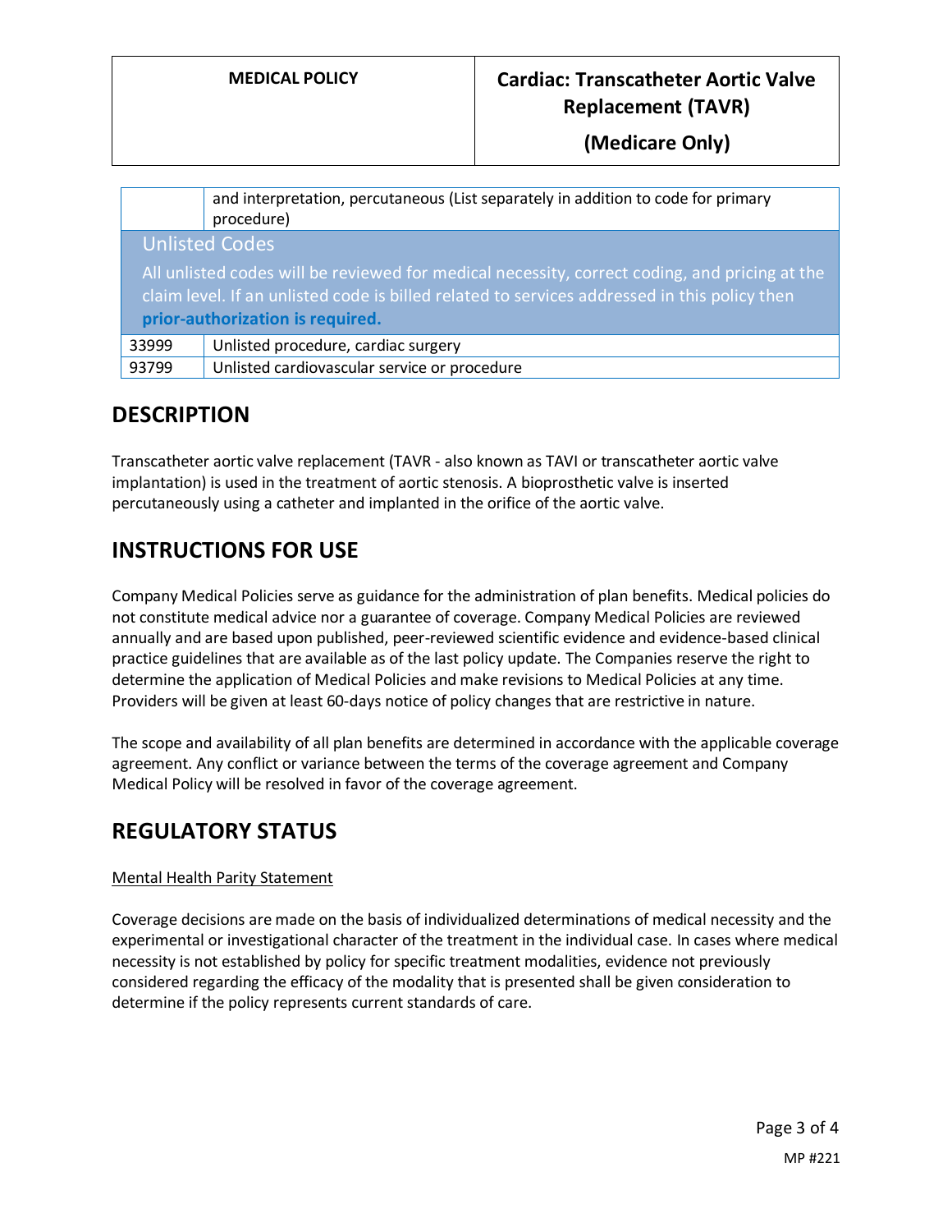| | |
|---|---|
| | and interpretation, percutaneous (List separately in addition to code for primary procedure) |
| **Unlisted Codes** | |
| All unlisted codes will be reviewed for medical necessity, correct coding, and pricing at the claim level. If an unlisted code is billed related to services addressed in this policy then **prior-authorization is required.** | |
| 33999 | Unlisted procedure, cardiac surgery |
| 93799 | Unlisted cardiovascular service or procedure |

## DESCRIPTION

Transcatheter aortic valve replacement (TAVR - also known as TAVI or transcatheter aortic valve implantation) is used in the treatment of aortic stenosis. A bioprosthetic valve is inserted percutaneously using a catheter and implanted in the orifice of the aortic valve.

## INSTRUCTIONS FOR USE

Company Medical Policies serve as guidance for the administration of plan benefits. Medical policies do not constitute medical advice nor a guarantee of coverage. Company Medical Policies are reviewed annually and are based upon published, peer-reviewed scientific evidence and evidence-based clinical practice guidelines that are available as of the last policy update. The Companies reserve the right to determine the application of Medical Policies and make revisions to Medical Policies at any time. Providers will be given at least 60-days notice of policy changes that are restrictive in nature.

The scope and availability of all plan benefits are determined in accordance with the applicable coverage agreement. Any conflict or variance between the terms of the coverage agreement and Company Medical Policy will be resolved in favor of the coverage agreement.

## REGULATORY STATUS

Mental Health Parity Statement

Coverage decisions are made on the basis of individualized determinations of medical necessity and the experimental or investigational character of the treatment in the individual case. In cases where medical necessity is not established by policy for specific treatment modalities, evidence not previously considered regarding the efficacy of the modality that is presented shall be given consideration to determine if the policy represents current standards of care.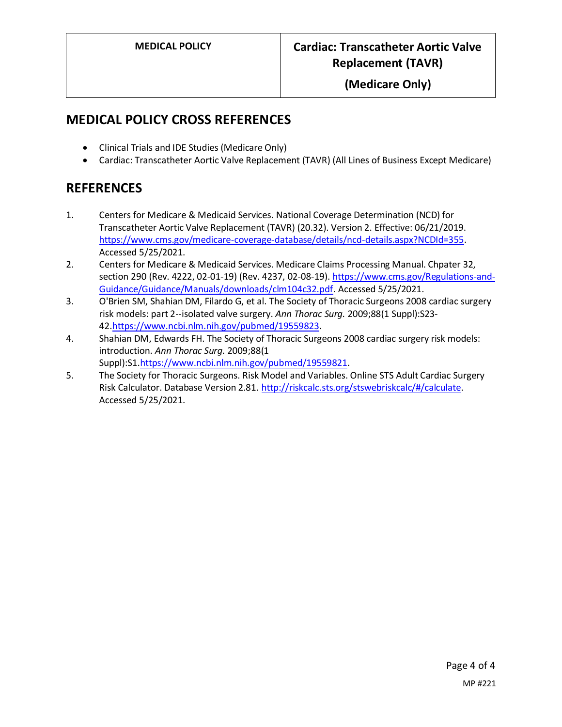## MEDICAL POLICY CROSS REFERENCES

- Clinical Trials and IDE Studies (Medicare Only)
- Cardiac: Transcatheter Aortic Valve Replacement (TAVR) (All Lines of Business Except Medicare)

## REFERENCES

1. Centers for Medicare & Medicaid Services. National Coverage Determination (NCD) for Transcatheter Aortic Valve Replacement (TAVR) (20.32). Version 2. Effective: 06/21/2019. https://www.cms.gov/medicare-coverage-database/details/ncd-details.aspx?NCDId=355. Accessed 5/25/2021.
2. Centers for Medicare & Medicaid Services. Medicare Claims Processing Manual. Chpater 32, section 290 (Rev. 4222, 02-01-19) (Rev. 4237, 02-08-19). https://www.cms.gov/Regulations-and-Guidance/Guidance/Manuals/downloads/clm104c32.pdf. Accessed 5/25/2021.
3. O'Brien SM, Shahian DM, Filardo G, et al. The Society of Thoracic Surgeons 2008 cardiac surgery risk models: part 2--isolated valve surgery. *Ann Thorac Surg.* 2009;88(1 Suppl):S23-42.https://www.ncbi.nlm.nih.gov/pubmed/19559823.
4. Shahian DM, Edwards FH. The Society of Thoracic Surgeons 2008 cardiac surgery risk models: introduction. *Ann Thorac Surg.* 2009;88(1 Suppl):S1.https://www.ncbi.nlm.nih.gov/pubmed/19559821.
5. The Society for Thoracic Surgeons. Risk Model and Variables. Online STS Adult Cardiac Surgery Risk Calculator. Database Version 2.81. http://riskcalc.sts.org/stswebriskcalc/#/calculate. Accessed 5/25/2021.